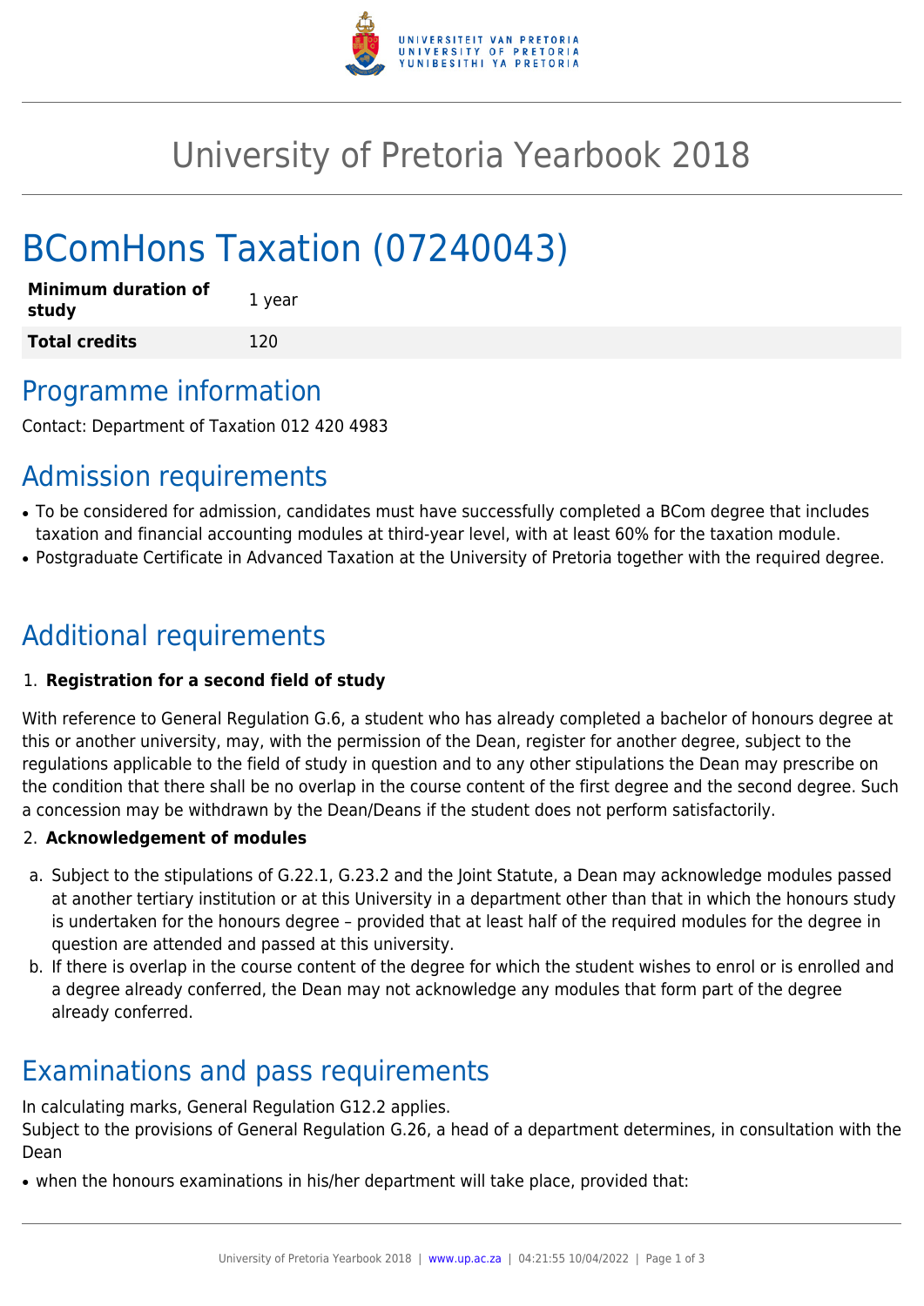# University of Pretoria Yearbook 2018

# BComHons Taxation (07240043)

| **Minimum duration of study** | 1 year |
| --- | --- |
| **Total credits** | 120 |

## Programme information

Contact: Department of Taxation 012 420 4983

## Admission requirements

- To be considered for admission, candidates must have successfully completed a BCom degree that includes taxation and financial accounting modules at third-year level, with at least 60% for the taxation module.
- Postgraduate Certificate in Advanced Taxation at the University of Pretoria together with the required degree.

## Additional requirements

1. **Registration for a second field of study**

With reference to General Regulation G.6, a student who has already completed a bachelor of honours degree at this or another university, may, with the permission of the Dean, register for another degree, subject to the regulations applicable to the field of study in question and to any other stipulations the Dean may prescribe on the condition that there shall be no overlap in the course content of the first degree and the second degree. Such a concession may be withdrawn by the Dean/Deans if the student does not perform satisfactorily.

2. **Acknowledgement of modules**

a. Subject to the stipulations of G.22.1, G.23.2 and the Joint Statute, a Dean may acknowledge modules passed at another tertiary institution or at this University in a department other than that in which the honours study is undertaken for the honours degree – provided that at least half of the required modules for the degree in question are attended and passed at this university.

b. If there is overlap in the course content of the degree for which the student wishes to enrol or is enrolled and a degree already conferred, the Dean may not acknowledge any modules that form part of the degree already conferred.

## Examinations and pass requirements

In calculating marks, General Regulation G12.2 applies.
Subject to the provisions of General Regulation G.26, a head of a department determines, in consultation with the Dean

- when the honours examinations in his/her department will take place, provided that: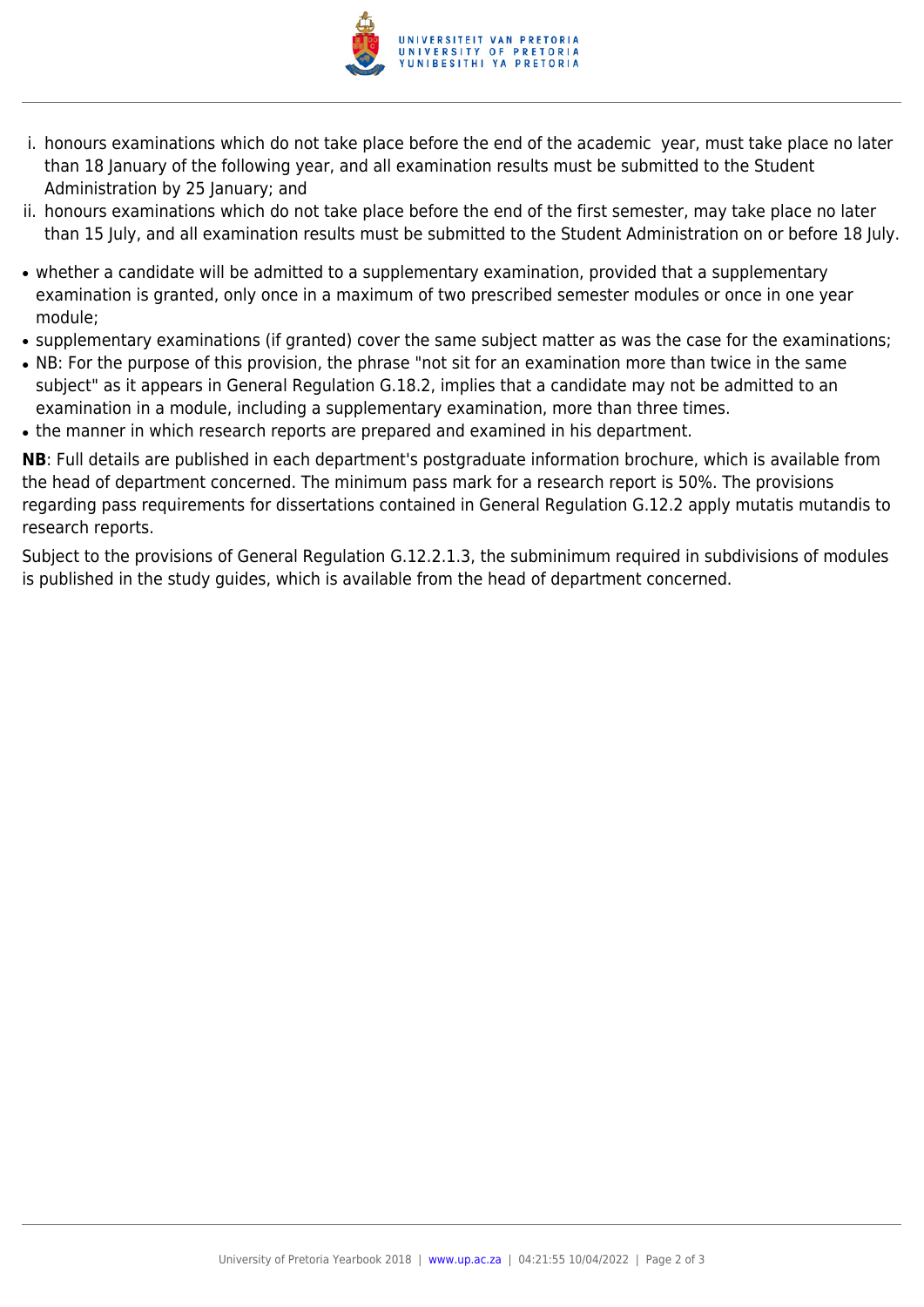i. honours examinations which do not take place before the end of the academic year, must take place no later than 18 January of the following year, and all examination results must be submitted to the Student Administration by 25 January; and
ii. honours examinations which do not take place before the end of the first semester, may take place no later than 15 July, and all examination results must be submitted to the Student Administration on or before 18 July.

- whether a candidate will be admitted to a supplementary examination, provided that a supplementary examination is granted, only once in a maximum of two prescribed semester modules or once in one year module;
- supplementary examinations (if granted) cover the same subject matter as was the case for the examinations;
- NB: For the purpose of this provision, the phrase "not sit for an examination more than twice in the same subject" as it appears in General Regulation G.18.2, implies that a candidate may not be admitted to an examination in a module, including a supplementary examination, more than three times.
- the manner in which research reports are prepared and examined in his department.

**NB**: Full details are published in each department's postgraduate information brochure, which is available from the head of department concerned. The minimum pass mark for a research report is 50%. The provisions regarding pass requirements for dissertations contained in General Regulation G.12.2 apply mutatis mutandis to research reports.

Subject to the provisions of General Regulation G.12.2.1.3, the subminimum required in subdivisions of modules is published in the study guides, which is available from the head of department concerned.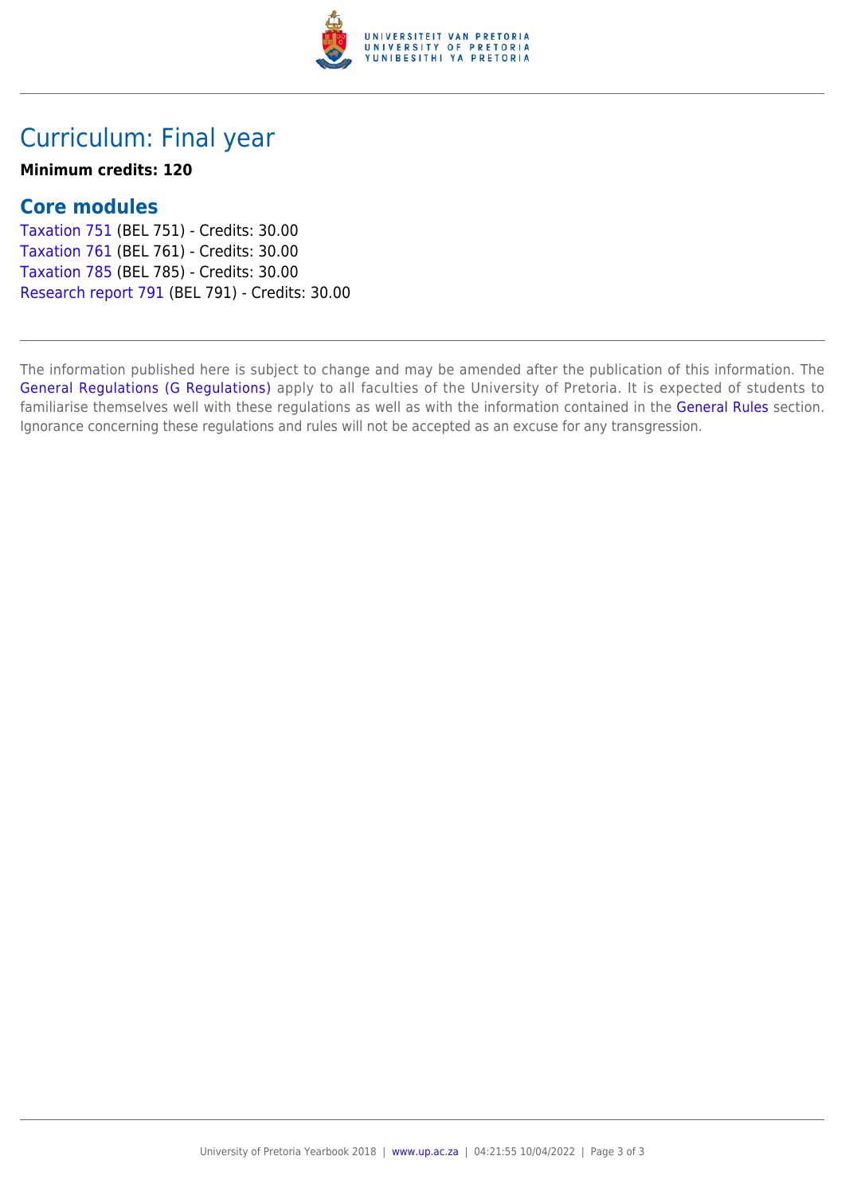## Curriculum: Final year

**Minimum credits: 120**

### Core modules

Taxation 751 (BEL 751) - Credits: 30.00
Taxation 761 (BEL 761) - Credits: 30.00
Taxation 785 (BEL 785) - Credits: 30.00
Research report 791 (BEL 791) - Credits: 30.00

The information published here is subject to change and may be amended after the publication of this information. The General Regulations (G Regulations) apply to all faculties of the University of Pretoria. It is expected of students to familiarise themselves well with these regulations as well as with the information contained in the General Rules section. Ignorance concerning these regulations and rules will not be accepted as an excuse for any transgression.